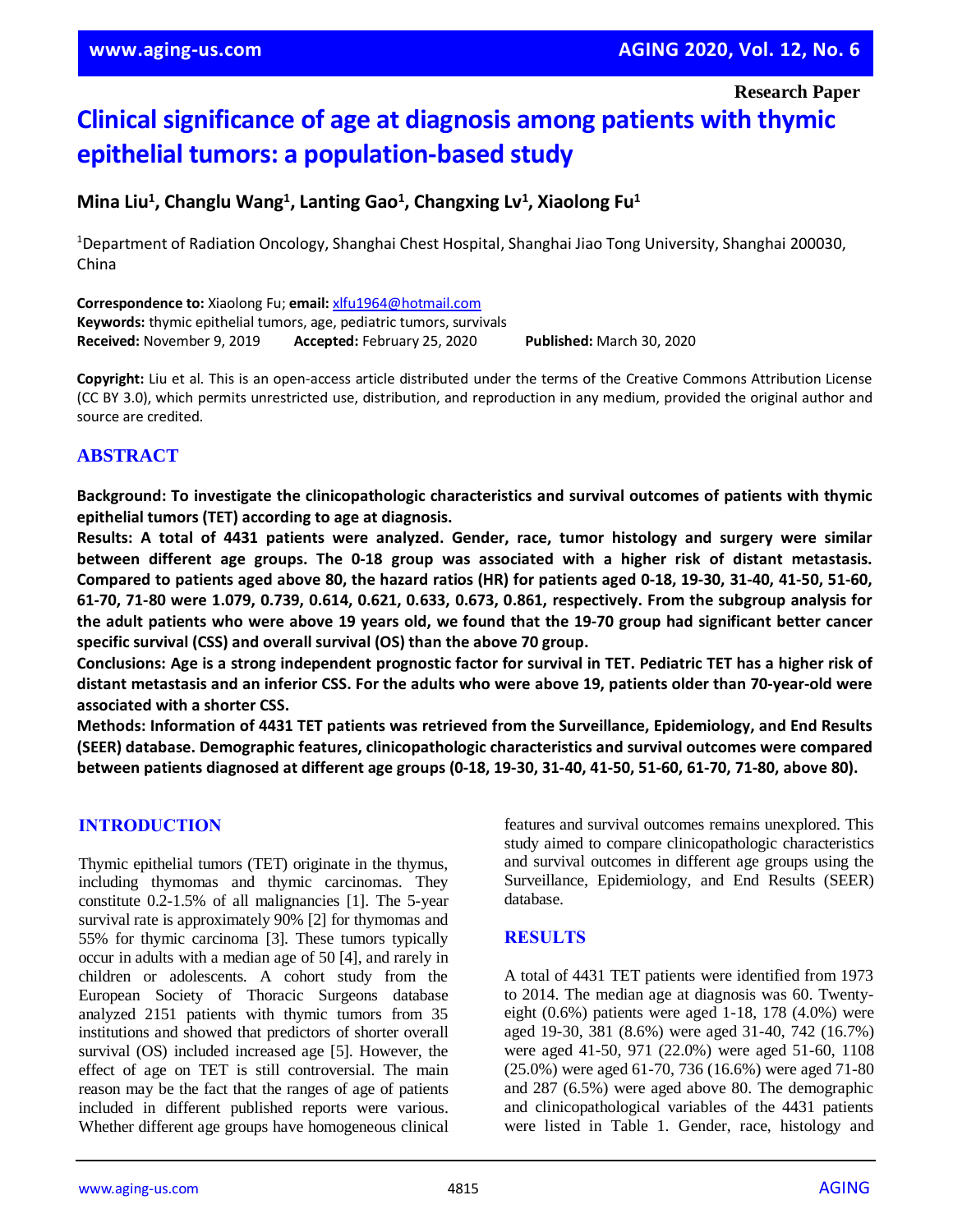Research Paper

# Clinical significance of age at diagnosis among patients with thymic epithelial tumors: a population-based study

**Mina Liu[1], Changlu Wang[1], Lanting Gao[1], Changxing Lv[1], Xiaolong Fu[1]**

[1]Department of Radiation Oncology, Shanghai Chest Hospital, Shanghai Jiao Tong University, Shanghai 200030, China

**Correspondence to:** Xiaolong Fu; **email:** xlfu1964@hotmail.com
**Keywords:** thymic epithelial tumors, age, pediatric tumors, survivals
**Received:** November 9, 2019 **Accepted:** February 25, 2020 **Published:** March 30, 2020

**Copyright:** Liu et al. This is an open-access article distributed under the terms of the Creative Commons Attribution License (CC BY 3.0), which permits unrestricted use, distribution, and reproduction in any medium, provided the original author and source are credited.

## ABSTRACT

**Background: To investigate the clinicopathologic characteristics and survival outcomes of patients with thymic epithelial tumors (TET) according to age at diagnosis.**

**Results: A total of 4431 patients were analyzed. Gender, race, tumor histology and surgery were similar between different age groups. The 0-18 group was associated with a higher risk of distant metastasis. Compared to patients aged above 80, the hazard ratios (HR) for patients aged 0-18, 19-30, 31-40, 41-50, 51-60, 61-70, 71-80 were 1.079, 0.739, 0.614, 0.621, 0.633, 0.673, 0.861, respectively. From the subgroup analysis for the adult patients who were above 19 years old, we found that the 19-70 group had significant better cancer specific survival (CSS) and overall survival (OS) than the above 70 group.**

**Conclusions: Age is a strong independent prognostic factor for survival in TET. Pediatric TET has a higher risk of distant metastasis and an inferior CSS. For the adults who were above 19, patients older than 70-year-old were associated with a shorter CSS.**

**Methods: Information of 4431 TET patients was retrieved from the Surveillance, Epidemiology, and End Results (SEER) database. Demographic features, clinicopathologic characteristics and survival outcomes were compared between patients diagnosed at different age groups (0-18, 19-30, 31-40, 41-50, 51-60, 61-70, 71-80, above 80).**

## INTRODUCTION

Thymic epithelial tumors (TET) originate in the thymus, including thymomas and thymic carcinomas. They constitute 0.2-1.5% of all malignancies [1]. The 5-year survival rate is approximately 90% [2] for thymomas and 55% for thymic carcinoma [3]. These tumors typically occur in adults with a median age of 50 [4], and rarely in children or adolescents. A cohort study from the European Society of Thoracic Surgeons database analyzed 2151 patients with thymic tumors from 35 institutions and showed that predictors of shorter overall survival (OS) included increased age [5]. However, the effect of age on TET is still controversial. The main reason may be the fact that the ranges of age of patients included in different published reports were various. Whether different age groups have homogeneous clinical features and survival outcomes remains unexplored. This study aimed to compare clinicopathologic characteristics and survival outcomes in different age groups using the Surveillance, Epidemiology, and End Results (SEER) database.

## RESULTS

A total of 4431 TET patients were identified from 1973 to 2014. The median age at diagnosis was 60. Twenty-eight (0.6%) patients were aged 1-18, 178 (4.0%) were aged 19-30, 381 (8.6%) were aged 31-40, 742 (16.7%) were aged 41-50, 971 (22.0%) were aged 51-60, 1108 (25.0%) were aged 61-70, 736 (16.6%) were aged 71-80 and 287 (6.5%) were aged above 80. The demographic and clinicopathological variables of the 4431 patients were listed in Table 1. Gender, race, histology and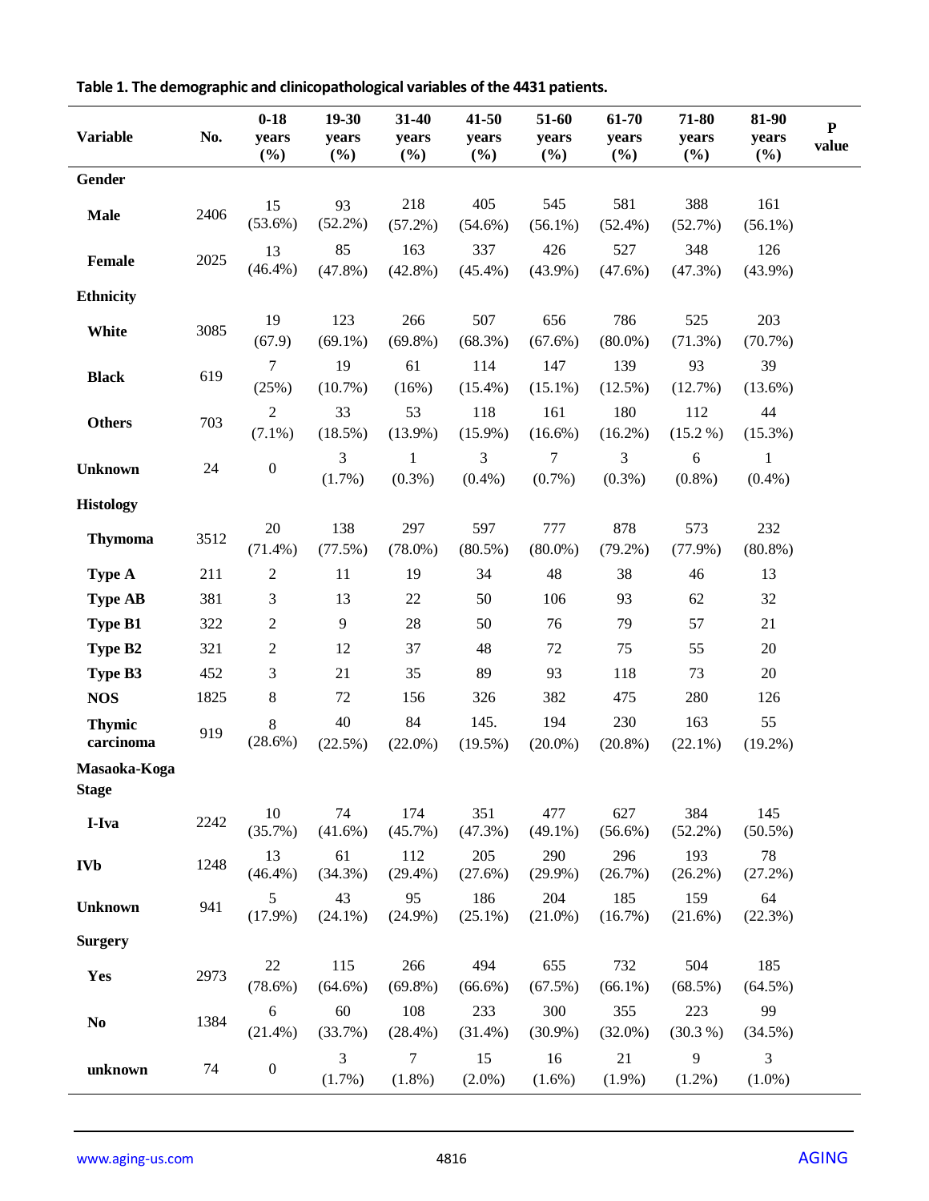**Table 1. The demographic and clinicopathological variables of the 4431 patients.**

| Variable | No. | 0-18 years (%) | 19-30 years (%) | 31-40 years (%) | 41-50 years (%) | 51-60 years (%) | 61-70 years (%) | 71-80 years (%) | 81-90 years (%) | P value |
|---|---|---|---|---|---|---|---|---|---|---|
| **Gender** | | | | | | | | | | |
| **Male** | 2406 | 15 (53.6%) | 93 (52.2%) | 218 (57.2%) | 405 (54.6%) | 545 (56.1%) | 581 (52.4%) | 388 (52.7%) | 161 (56.1%) | |
| **Female** | 2025 | 13 (46.4%) | 85 (47.8%) | 163 (42.8%) | 337 (45.4%) | 426 (43.9%) | 527 (47.6%) | 348 (47.3%) | 126 (43.9%) | |
| **Ethnicity** | | | | | | | | | | |
| **White** | 3085 | 19 (67.9) | 123 (69.1%) | 266 (69.8%) | 507 (68.3%) | 656 (67.6%) | 786 (80.0%) | 525 (71.3%) | 203 (70.7%) | |
| **Black** | 619 | 7 (25%) | 19 (10.7%) | 61 (16%) | 114 (15.4%) | 147 (15.1%) | 139 (12.5%) | 93 (12.7%) | 39 (13.6%) | |
| **Others** | 703 | 2 (7.1%) | 33 (18.5%) | 53 (13.9%) | 118 (15.9%) | 161 (16.6%) | 180 (16.2%) | 112 (15.2 %) | 44 (15.3%) | |
| **Unknown** | 24 | 0 | 3 (1.7%) | 1 (0.3%) | 3 (0.4%) | 7 (0.7%) | 3 (0.3%) | 6 (0.8%) | 1 (0.4%) | |
| **Histology** | | | | | | | | | | |
| **Thymoma** | 3512 | 20 (71.4%) | 138 (77.5%) | 297 (78.0%) | 597 (80.5%) | 777 (80.0%) | 878 (79.2%) | 573 (77.9%) | 232 (80.8%) | |
| **Type A** | 211 | 2 | 11 | 19 | 34 | 48 | 38 | 46 | 13 | |
| **Type AB** | 381 | 3 | 13 | 22 | 50 | 106 | 93 | 62 | 32 | |
| **Type B1** | 322 | 2 | 9 | 28 | 50 | 76 | 79 | 57 | 21 | |
| **Type B2** | 321 | 2 | 12 | 37 | 48 | 72 | 75 | 55 | 20 | |
| **Type B3** | 452 | 3 | 21 | 35 | 89 | 93 | 118 | 73 | 20 | |
| **NOS** | 1825 | 8 | 72 | 156 | 326 | 382 | 475 | 280 | 126 | |
| **Thymic carcinoma** | 919 | 8 (28.6%) | 40 (22.5%) | 84 (22.0%) | 145. (19.5%) | 194 (20.0%) | 230 (20.8%) | 163 (22.1%) | 55 (19.2%) | |
| **Masaoka-Koga Stage** | | | | | | | | | | |
| **I-Iva** | 2242 | 10 (35.7%) | 74 (41.6%) | 174 (45.7%) | 351 (47.3%) | 477 (49.1%) | 627 (56.6%) | 384 (52.2%) | 145 (50.5%) | |
| **IVb** | 1248 | 13 (46.4%) | 61 (34.3%) | 112 (29.4%) | 205 (27.6%) | 290 (29.9%) | 296 (26.7%) | 193 (26.2%) | 78 (27.2%) | |
| **Unknown** | 941 | 5 (17.9%) | 43 (24.1%) | 95 (24.9%) | 186 (25.1%) | 204 (21.0%) | 185 (16.7%) | 159 (21.6%) | 64 (22.3%) | |
| **Surgery** | | | | | | | | | | |
| **Yes** | 2973 | 22 (78.6%) | 115 (64.6%) | 266 (69.8%) | 494 (66.6%) | 655 (67.5%) | 732 (66.1%) | 504 (68.5%) | 185 (64.5%) | |
| **No** | 1384 | 6 (21.4%) | 60 (33.7%) | 108 (28.4%) | 233 (31.4%) | 300 (30.9%) | 355 (32.0%) | 223 (30.3 %) | 99 (34.5%) | |
| **unknown** | 74 | 0 | 3 (1.7%) | 7 (1.8%) | 15 (2.0%) | 16 (1.6%) | 21 (1.9%) | 9 (1.2%) | 3 (1.0%) | |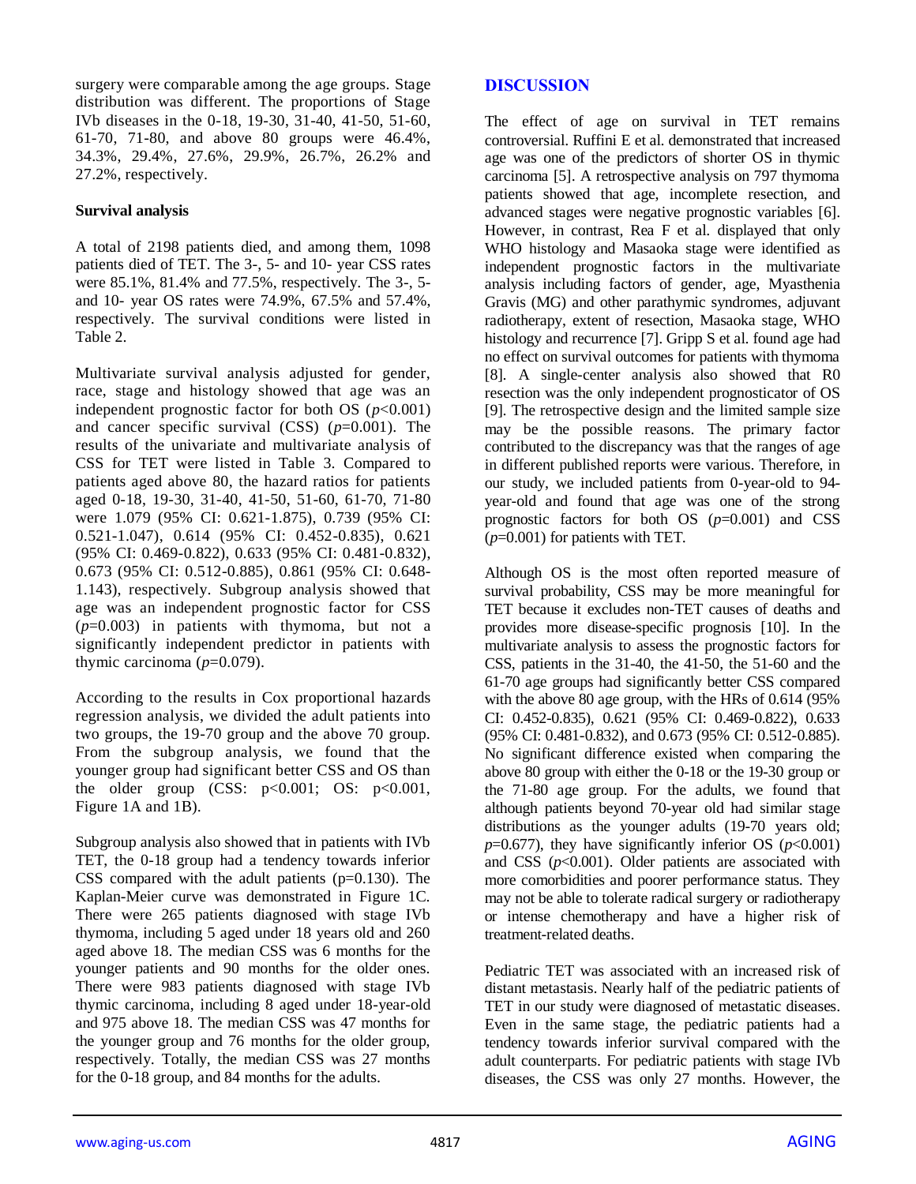surgery were comparable among the age groups. Stage distribution was different. The proportions of Stage IVb diseases in the 0-18, 19-30, 31-40, 41-50, 51-60, 61-70, 71-80, and above 80 groups were 46.4%, 34.3%, 29.4%, 27.6%, 29.9%, 26.7%, 26.2% and 27.2%, respectively.

**Survival analysis**

A total of 2198 patients died, and among them, 1098 patients died of TET. The 3-, 5- and 10- year CSS rates were 85.1%, 81.4% and 77.5%, respectively. The 3-, 5- and 10- year OS rates were 74.9%, 67.5% and 57.4%, respectively. The survival conditions were listed in Table 2.

Multivariate survival analysis adjusted for gender, race, stage and histology showed that age was an independent prognostic factor for both OS ($p$<0.001) and cancer specific survival (CSS) ($p$=0.001). The results of the univariate and multivariate analysis of CSS for TET were listed in Table 3. Compared to patients aged above 80, the hazard ratios for patients aged 0-18, 19-30, 31-40, 41-50, 51-60, 61-70, 71-80 were 1.079 (95% CI: 0.621-1.875), 0.739 (95% CI: 0.521-1.047), 0.614 (95% CI: 0.452-0.835), 0.621 (95% CI: 0.469-0.822), 0.633 (95% CI: 0.481-0.832), 0.673 (95% CI: 0.512-0.885), 0.861 (95% CI: 0.648-1.143), respectively. Subgroup analysis showed that age was an independent prognostic factor for CSS ($p$=0.003) in patients with thymoma, but not a significantly independent predictor in patients with thymic carcinoma ($p$=0.079).

According to the results in Cox proportional hazards regression analysis, we divided the adult patients into two groups, the 19-70 group and the above 70 group. From the subgroup analysis, we found that the younger group had significant better CSS and OS than the older group (CSS: p<0.001; OS: p<0.001, Figure 1A and 1B).

Subgroup analysis also showed that in patients with IVb TET, the 0-18 group had a tendency towards inferior CSS compared with the adult patients (p=0.130). The Kaplan-Meier curve was demonstrated in Figure 1C. There were 265 patients diagnosed with stage IVb thymoma, including 5 aged under 18 years old and 260 aged above 18. The median CSS was 6 months for the younger patients and 90 months for the older ones. There were 983 patients diagnosed with stage IVb thymic carcinoma, including 8 aged under 18-year-old and 975 above 18. The median CSS was 47 months for the younger group and 76 months for the older group, respectively. Totally, the median CSS was 27 months for the 0-18 group, and 84 months for the adults.

## DISCUSSION

The effect of age on survival in TET remains controversial. Ruffini E et al. demonstrated that increased age was one of the predictors of shorter OS in thymic carcinoma [5]. A retrospective analysis on 797 thymoma patients showed that age, incomplete resection, and advanced stages were negative prognostic variables [6]. However, in contrast, Rea F et al. displayed that only WHO histology and Masaoka stage were identified as independent prognostic factors in the multivariate analysis including factors of gender, age, Myasthenia Gravis (MG) and other parathymic syndromes, adjuvant radiotherapy, extent of resection, Masaoka stage, WHO histology and recurrence [7]. Gripp S et al. found age had no effect on survival outcomes for patients with thymoma [8]. A single-center analysis also showed that R0 resection was the only independent prognosticator of OS [9]. The retrospective design and the limited sample size may be the possible reasons. The primary factor contributed to the discrepancy was that the ranges of age in different published reports were various. Therefore, in our study, we included patients from 0-year-old to 94-year-old and found that age was one of the strong prognostic factors for both OS ($p$=0.001) and CSS ($p$=0.001) for patients with TET.

Although OS is the most often reported measure of survival probability, CSS may be more meaningful for TET because it excludes non-TET causes of deaths and provides more disease-specific prognosis [10]. In the multivariate analysis to assess the prognostic factors for CSS, patients in the 31-40, the 41-50, the 51-60 and the 61-70 age groups had significantly better CSS compared with the above 80 age group, with the HRs of 0.614 (95% CI: 0.452-0.835), 0.621 (95% CI: 0.469-0.822), 0.633 (95% CI: 0.481-0.832), and 0.673 (95% CI: 0.512-0.885). No significant difference existed when comparing the above 80 group with either the 0-18 or the 19-30 group or the 71-80 age group. For the adults, we found that although patients beyond 70-year old had similar stage distributions as the younger adults (19-70 years old; $p$=0.677), they have significantly inferior OS ($p$<0.001) and CSS ($p$<0.001). Older patients are associated with more comorbidities and poorer performance status. They may not be able to tolerate radical surgery or radiotherapy or intense chemotherapy and have a higher risk of treatment-related deaths.

Pediatric TET was associated with an increased risk of distant metastasis. Nearly half of the pediatric patients of TET in our study were diagnosed of metastatic diseases. Even in the same stage, the pediatric patients had a tendency towards inferior survival compared with the adult counterparts. For pediatric patients with stage IVb diseases, the CSS was only 27 months. However, the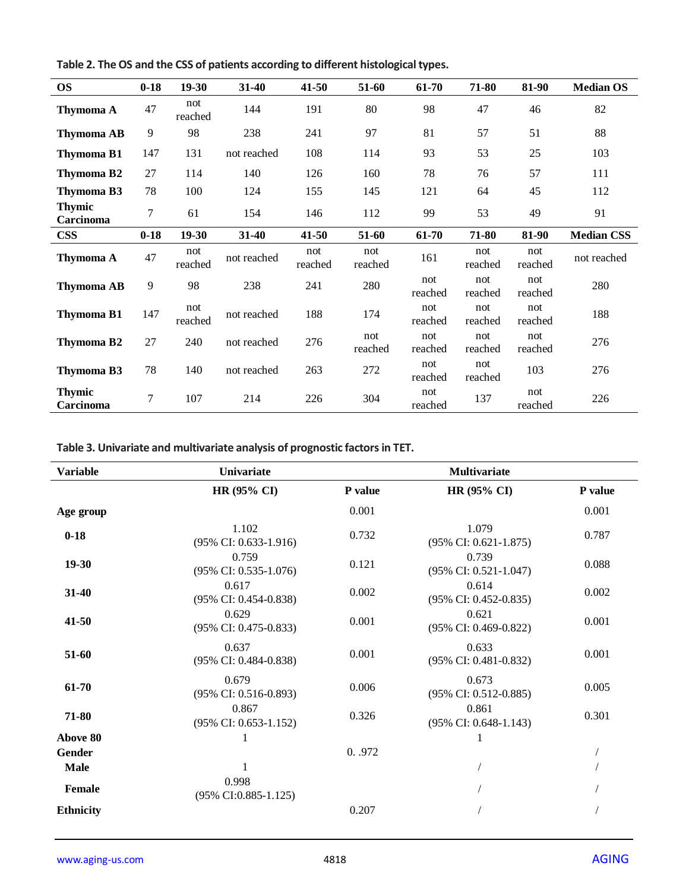**Table 2. The OS and the CSS of patients according to different histological types.**

| OS | 0-18 | 19-30 | 31-40 | 41-50 | 51-60 | 61-70 | 71-80 | 81-90 | Median OS |
|---|---|---|---|---|---|---|---|---|---|
| Thymoma A | 47 | not reached | 144 | 191 | 80 | 98 | 47 | 46 | 82 |
| Thymoma AB | 9 | 98 | 238 | 241 | 97 | 81 | 57 | 51 | 88 |
| Thymoma B1 | 147 | 131 | not reached | 108 | 114 | 93 | 53 | 25 | 103 |
| Thymoma B2 | 27 | 114 | 140 | 126 | 160 | 78 | 76 | 57 | 111 |
| Thymoma B3 | 78 | 100 | 124 | 155 | 145 | 121 | 64 | 45 | 112 |
| Thymic Carcinoma | 7 | 61 | 154 | 146 | 112 | 99 | 53 | 49 | 91 |
| **CSS** | **0-18** | **19-30** | **31-40** | **41-50** | **51-60** | **61-70** | **71-80** | **81-90** | **Median CSS** |
| Thymoma A | 47 | not reached | not reached | not reached | not reached | 161 | not reached | not reached | not reached |
| Thymoma AB | 9 | 98 | 238 | 241 | 280 | not reached | not reached | not reached | 280 |
| Thymoma B1 | 147 | not reached | not reached | 188 | 174 | not reached | not reached | not reached | 188 |
| Thymoma B2 | 27 | 240 | not reached | 276 | not reached | not reached | not reached | not reached | 276 |
| Thymoma B3 | 78 | 140 | not reached | 263 | 272 | not reached | not reached | 103 | 276 |
| Thymic Carcinoma | 7 | 107 | 214 | 226 | 304 | not reached | 137 | not reached | 226 |

**Table 3. Univariate and multivariate analysis of prognostic factors in TET.**

| Variable | Univariate | | Multivariate | |
|---|---|---|---|---|
| | HR (95% CI) | P value | HR (95% CI) | P value |
| **Age group** | | 0.001 | | 0.001 |
| 0-18 | 1.102 (95% CI: 0.633-1.916) | 0.732 | 1.079 (95% CI: 0.621-1.875) | 0.787 |
| 19-30 | 0.759 (95% CI: 0.535-1.076) | 0.121 | 0.739 (95% CI: 0.521-1.047) | 0.088 |
| 31-40 | 0.617 (95% CI: 0.454-0.838) | 0.002 | 0.614 (95% CI: 0.452-0.835) | 0.002 |
| 41-50 | 0.629 (95% CI: 0.475-0.833) | 0.001 | 0.621 (95% CI: 0.469-0.822) | 0.001 |
| 51-60 | 0.637 (95% CI: 0.484-0.838) | 0.001 | 0.633 (95% CI: 0.481-0.832) | 0.001 |
| 61-70 | 0.679 (95% CI: 0.516-0.893) | 0.006 | 0.673 (95% CI: 0.512-0.885) | 0.005 |
| 71-80 | 0.867 (95% CI: 0.653-1.152) | 0.326 | 0.861 (95% CI: 0.648-1.143) | 0.301 |
| Above 80 | 1 | | 1 | |
| **Gender** | | 0. .972 | | / |
| Male | 1 | | / | / |
| Female | 0.998 (95% CI:0.885-1.125) | | / | / |
| **Ethnicity** | | 0.207 | / | / |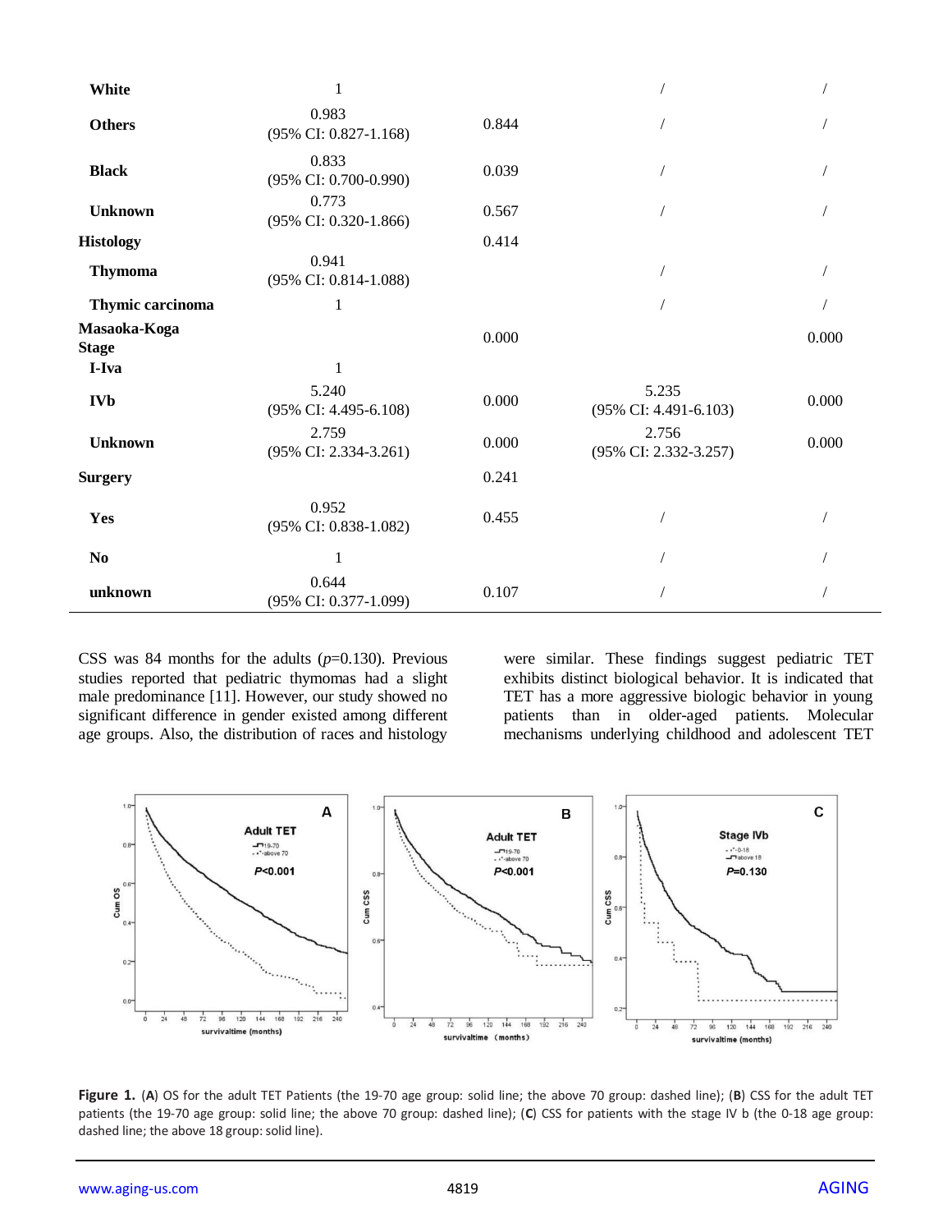| | | | | |
|---|---|---|---|---|
| **White** | 1 | | / | / |
| **Others** | 0.983 (95% CI: 0.827-1.168) | 0.844 | / | / |
| **Black** | 0.833 (95% CI: 0.700-0.990) | 0.039 | / | / |
| **Unknown** | 0.773 (95% CI: 0.320-1.866) | 0.567 | / | / |
| **Histology** | | 0.414 | | |
| **Thymoma** | 0.941 (95% CI: 0.814-1.088) | | / | / |
| **Thymic carcinoma** | 1 | | / | / |
| **Masaoka-Koga Stage** | | 0.000 | | 0.000 |
| **I-Iva** | 1 | | | |
| **IVb** | 5.240 (95% CI: 4.495-6.108) | 0.000 | 5.235 (95% CI: 4.491-6.103) | 0.000 |
| **Unknown** | 2.759 (95% CI: 2.334-3.261) | 0.000 | 2.756 (95% CI: 2.332-3.257) | 0.000 |
| **Surgery** | | 0.241 | | |
| **Yes** | 0.952 (95% CI: 0.838-1.082) | 0.455 | / | / |
| **No** | 1 | | / | / |
| **unknown** | 0.644 (95% CI: 0.377-1.099) | 0.107 | / | / |

CSS was 84 months for the adults ($p$=0.130). Previous studies reported that pediatric thymomas had a slight male predominance [11]. However, our study showed no significant difference in gender existed among different age groups. Also, the distribution of races and histology were similar. These findings suggest pediatric TET exhibits distinct biological behavior. It is indicated that TET has a more aggressive biologic behavior in young patients than in older-aged patients. Molecular mechanisms underlying childhood and adolescent TET

**Figure 1.** (**A**) OS for the adult TET Patients (the 19-70 age group: solid line; the above 70 group: dashed line); (**B**) CSS for the adult TET patients (the 19-70 age group: solid line; the above 70 group: dashed line); (**C**) CSS for patients with the stage IV b (the 0-18 age group: dashed line; the above 18 group: solid line).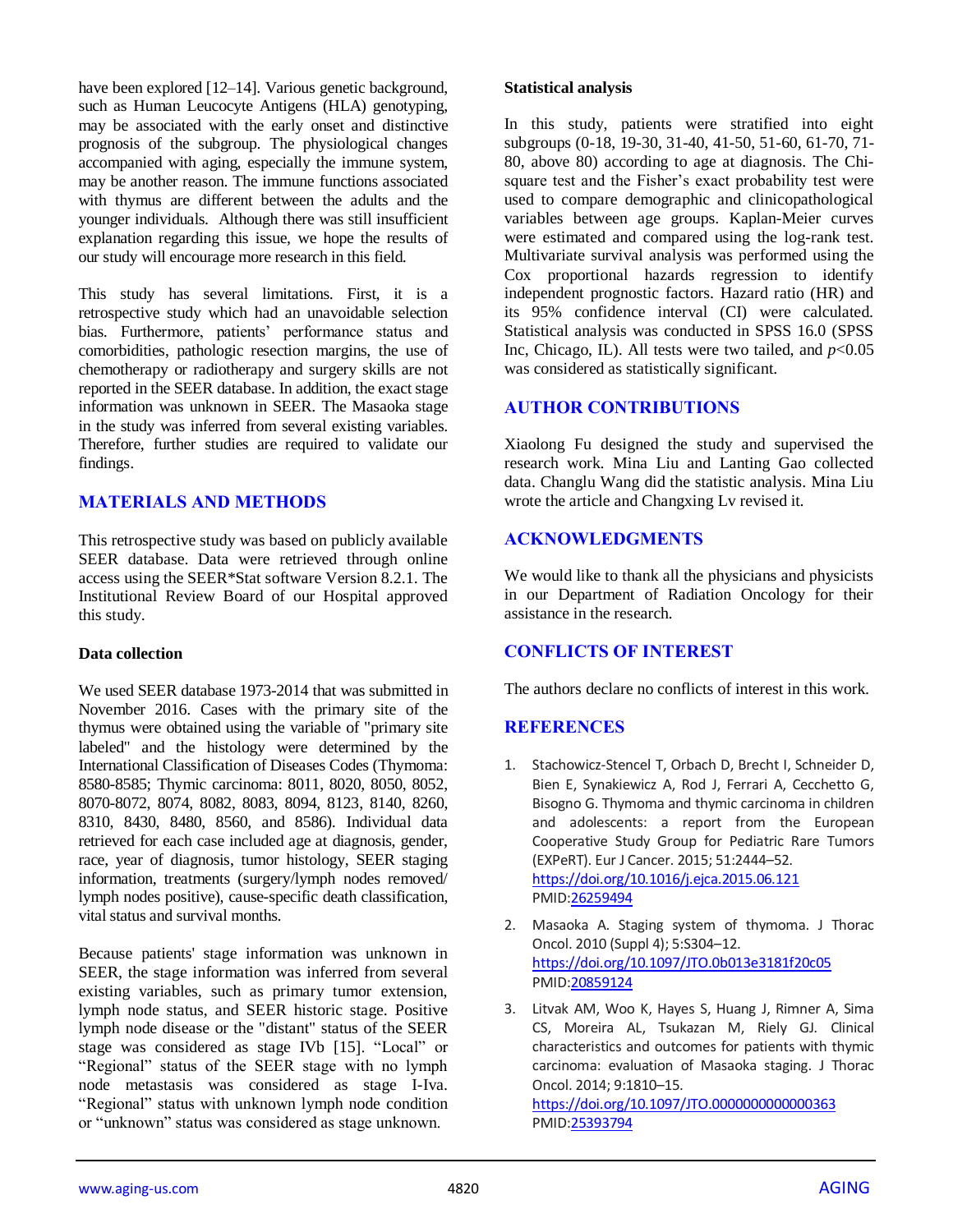have been explored [12–14]. Various genetic background, such as Human Leucocyte Antigens (HLA) genotyping, may be associated with the early onset and distinctive prognosis of the subgroup. The physiological changes accompanied with aging, especially the immune system, may be another reason. The immune functions associated with thymus are different between the adults and the younger individuals. Although there was still insufficient explanation regarding this issue, we hope the results of our study will encourage more research in this field.

This study has several limitations. First, it is a retrospective study which had an unavoidable selection bias. Furthermore, patients' performance status and comorbidities, pathologic resection margins, the use of chemotherapy or radiotherapy and surgery skills are not reported in the SEER database. In addition, the exact stage information was unknown in SEER. The Masaoka stage in the study was inferred from several existing variables. Therefore, further studies are required to validate our findings.

## MATERIALS AND METHODS

This retrospective study was based on publicly available SEER database. Data were retrieved through online access using the SEER*Stat software Version 8.2.1. The Institutional Review Board of our Hospital approved this study.

### Data collection

We used SEER database 1973-2014 that was submitted in November 2016. Cases with the primary site of the thymus were obtained using the variable of "primary site labeled" and the histology were determined by the International Classification of Diseases Codes (Thymoma: 8580-8585; Thymic carcinoma: 8011, 8020, 8050, 8052, 8070-8072, 8074, 8082, 8083, 8094, 8123, 8140, 8260, 8310, 8430, 8480, 8560, and 8586). Individual data retrieved for each case included age at diagnosis, gender, race, year of diagnosis, tumor histology, SEER staging information, treatments (surgery/lymph nodes removed/ lymph nodes positive), cause-specific death classification, vital status and survival months.

Because patients' stage information was unknown in SEER, the stage information was inferred from several existing variables, such as primary tumor extension, lymph node status, and SEER historic stage. Positive lymph node disease or the "distant" status of the SEER stage was considered as stage IVb [15]. "Local" or "Regional" status of the SEER stage with no lymph node metastasis was considered as stage I-Iva. "Regional" status with unknown lymph node condition or "unknown" status was considered as stage unknown.

### Statistical analysis

In this study, patients were stratified into eight subgroups (0-18, 19-30, 31-40, 41-50, 51-60, 61-70, 71-80, above 80) according to age at diagnosis. The Chi-square test and the Fisher's exact probability test were used to compare demographic and clinicopathological variables between age groups. Kaplan-Meier curves were estimated and compared using the log-rank test. Multivariate survival analysis was performed using the Cox proportional hazards regression to identify independent prognostic factors. Hazard ratio (HR) and its 95% confidence interval (CI) were calculated. Statistical analysis was conducted in SPSS 16.0 (SPSS Inc, Chicago, IL). All tests were two tailed, and $p<0.05$ was considered as statistically significant.

## AUTHOR CONTRIBUTIONS

Xiaolong Fu designed the study and supervised the research work. Mina Liu and Lanting Gao collected data. Changlu Wang did the statistic analysis. Mina Liu wrote the article and Changxing Lv revised it.

## ACKNOWLEDGMENTS

We would like to thank all the physicians and physicists in our Department of Radiation Oncology for their assistance in the research.

## CONFLICTS OF INTEREST

The authors declare no conflicts of interest in this work.

## REFERENCES

1. Stachowicz-Stencel T, Orbach D, Brecht I, Schneider D, Bien E, Synakiewicz A, Rod J, Ferrari A, Cecchetto G, Bisogno G. Thymoma and thymic carcinoma in children and adolescents: a report from the European Cooperative Study Group for Pediatric Rare Tumors (EXPeRT). Eur J Cancer. 2015; 51:2444–52. https://doi.org/10.1016/j.ejca.2015.06.121 PMID:26259494

2. Masaoka A. Staging system of thymoma. J Thorac Oncol. 2010 (Suppl 4); 5:S304–12. https://doi.org/10.1097/JTO.0b013e3181f20c05 PMID:20859124

3. Litvak AM, Woo K, Hayes S, Huang J, Rimner A, Sima CS, Moreira AL, Tsukazan M, Riely GJ. Clinical characteristics and outcomes for patients with thymic carcinoma: evaluation of Masaoka staging. J Thorac Oncol. 2014; 9:1810–15. https://doi.org/10.1097/JTO.0000000000000363 PMID:25393794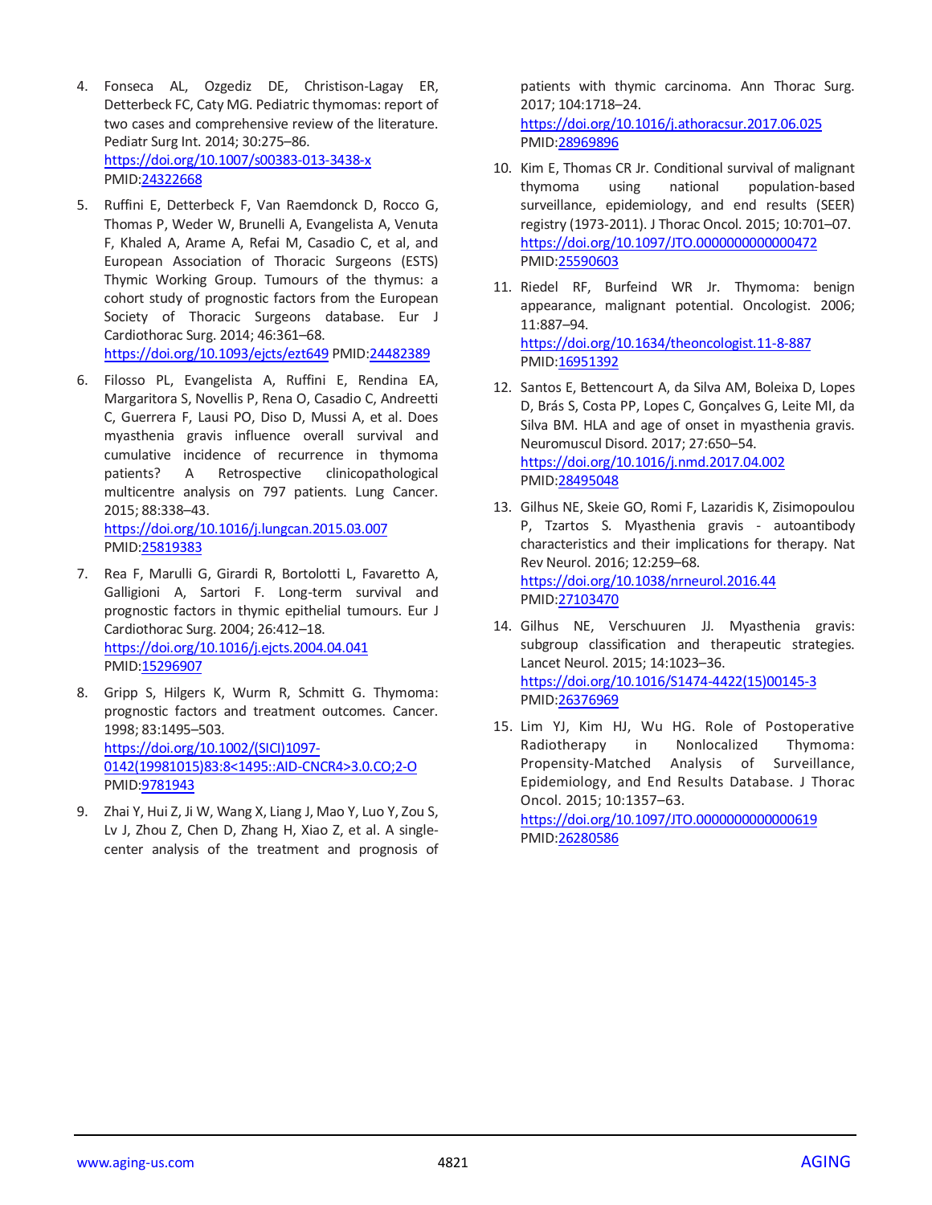4. Fonseca AL, Ozgediz DE, Christison-Lagay ER, Detterbeck FC, Caty MG. Pediatric thymomas: report of two cases and comprehensive review of the literature. Pediatr Surg Int. 2014; 30:275–86. https://doi.org/10.1007/s00383-013-3438-x PMID:24322668

5. Ruffini E, Detterbeck F, Van Raemdonck D, Rocco G, Thomas P, Weder W, Brunelli A, Evangelista A, Venuta F, Khaled A, Arame A, Refai M, Casadio C, et al, and European Association of Thoracic Surgeons (ESTS) Thymic Working Group. Tumours of the thymus: a cohort study of prognostic factors from the European Society of Thoracic Surgeons database. Eur J Cardiothorac Surg. 2014; 46:361–68. https://doi.org/10.1093/ejcts/ezt649 PMID:24482389

6. Filosso PL, Evangelista A, Ruffini E, Rendina EA, Margaritora S, Novellis P, Rena O, Casadio C, Andreetti C, Guerrera F, Lausi PO, Diso D, Mussi A, et al. Does myasthenia gravis influence overall survival and cumulative incidence of recurrence in thymoma patients? A Retrospective clinicopathological multicentre analysis on 797 patients. Lung Cancer. 2015; 88:338–43. https://doi.org/10.1016/j.lungcan.2015.03.007 PMID:25819383

7. Rea F, Marulli G, Girardi R, Bortolotti L, Favaretto A, Galligioni A, Sartori F. Long-term survival and prognostic factors in thymic epithelial tumours. Eur J Cardiothorac Surg. 2004; 26:412–18. https://doi.org/10.1016/j.ejcts.2004.04.041 PMID:15296907

8. Gripp S, Hilgers K, Wurm R, Schmitt G. Thymoma: prognostic factors and treatment outcomes. Cancer. 1998; 83:1495–503. https://doi.org/10.1002/(SICI)1097-0142(19981015)83:8<1495::AID-CNCR4>3.0.CO;2-O PMID:9781943

9. Zhai Y, Hui Z, Ji W, Wang X, Liang J, Mao Y, Luo Y, Zou S, Lv J, Zhou Z, Chen D, Zhang H, Xiao Z, et al. A single-center analysis of the treatment and prognosis of patients with thymic carcinoma. Ann Thorac Surg. 2017; 104:1718–24. https://doi.org/10.1016/j.athoracsur.2017.06.025 PMID:28969896

10. Kim E, Thomas CR Jr. Conditional survival of malignant thymoma using national population-based surveillance, epidemiology, and end results (SEER) registry (1973-2011). J Thorac Oncol. 2015; 10:701–07. https://doi.org/10.1097/JTO.0000000000000472 PMID:25590603

11. Riedel RF, Burfeind WR Jr. Thymoma: benign appearance, malignant potential. Oncologist. 2006; 11:887–94. https://doi.org/10.1634/theoncologist.11-8-887 PMID:16951392

12. Santos E, Bettencourt A, da Silva AM, Boleixa D, Lopes D, Brás S, Costa PP, Lopes C, Gonçalves G, Leite MI, da Silva BM. HLA and age of onset in myasthenia gravis. Neuromuscul Disord. 2017; 27:650–54. https://doi.org/10.1016/j.nmd.2017.04.002 PMID:28495048

13. Gilhus NE, Skeie GO, Romi F, Lazaridis K, Zisimopoulou P, Tzartos S. Myasthenia gravis - autoantibody characteristics and their implications for therapy. Nat Rev Neurol. 2016; 12:259–68. https://doi.org/10.1038/nrneurol.2016.44 PMID:27103470

14. Gilhus NE, Verschuuren JJ. Myasthenia gravis: subgroup classification and therapeutic strategies. Lancet Neurol. 2015; 14:1023–36. https://doi.org/10.1016/S1474-4422(15)00145-3 PMID:26376969

15. Lim YJ, Kim HJ, Wu HG. Role of Postoperative Radiotherapy in Nonlocalized Thymoma: Propensity-Matched Analysis of Surveillance, Epidemiology, and End Results Database. J Thorac Oncol. 2015; 10:1357–63. https://doi.org/10.1097/JTO.0000000000000619 PMID:26280586